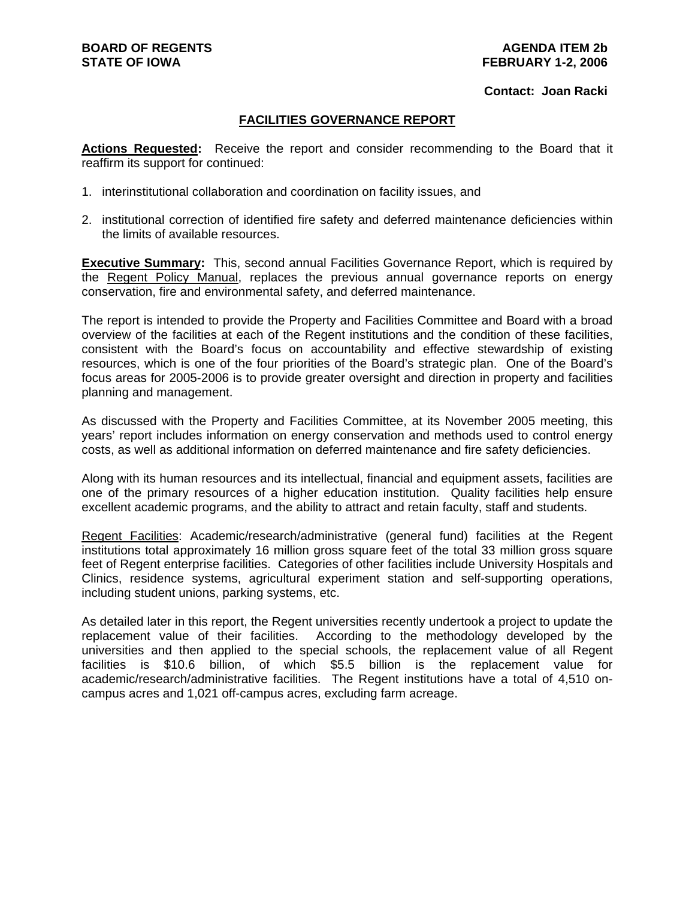**BOARD OF REGENTS**
**STATE OF IOWA**

**AGENDA ITEM 2b**
**FEBRUARY 1-2, 2006**

**Contact: Joan Racki**

## FACILITIES GOVERNANCE REPORT

**Actions Requested:** Receive the report and consider recommending to the Board that it reaffirm its support for continued:

1. interinstitutional collaboration and coordination on facility issues, and

2. institutional correction of identified fire safety and deferred maintenance deficiencies within the limits of available resources.

**Executive Summary:** This, second annual Facilities Governance Report, which is required by the Regent Policy Manual, replaces the previous annual governance reports on energy conservation, fire and environmental safety, and deferred maintenance.

The report is intended to provide the Property and Facilities Committee and Board with a broad overview of the facilities at each of the Regent institutions and the condition of these facilities, consistent with the Board's focus on accountability and effective stewardship of existing resources, which is one of the four priorities of the Board's strategic plan. One of the Board's focus areas for 2005-2006 is to provide greater oversight and direction in property and facilities planning and management.

As discussed with the Property and Facilities Committee, at its November 2005 meeting, this years' report includes information on energy conservation and methods used to control energy costs, as well as additional information on deferred maintenance and fire safety deficiencies.

Along with its human resources and its intellectual, financial and equipment assets, facilities are one of the primary resources of a higher education institution. Quality facilities help ensure excellent academic programs, and the ability to attract and retain faculty, staff and students.

Regent Facilities: Academic/research/administrative (general fund) facilities at the Regent institutions total approximately 16 million gross square feet of the total 33 million gross square feet of Regent enterprise facilities. Categories of other facilities include University Hospitals and Clinics, residence systems, agricultural experiment station and self-supporting operations, including student unions, parking systems, etc.

As detailed later in this report, the Regent universities recently undertook a project to update the replacement value of their facilities. According to the methodology developed by the universities and then applied to the special schools, the replacement value of all Regent facilities is $10.6 billion, of which $5.5 billion is the replacement value for academic/research/administrative facilities. The Regent institutions have a total of 4,510 on-campus acres and 1,021 off-campus acres, excluding farm acreage.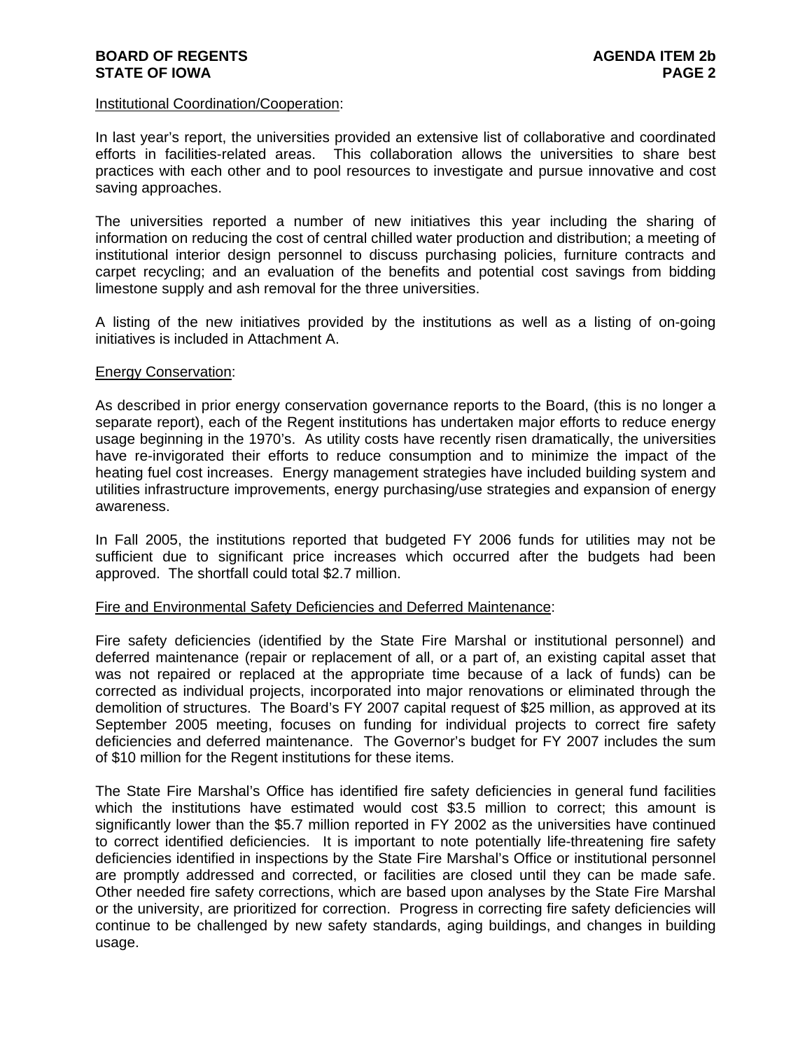Institutional Coordination/Cooperation:

In last year's report, the universities provided an extensive list of collaborative and coordinated efforts in facilities-related areas. This collaboration allows the universities to share best practices with each other and to pool resources to investigate and pursue innovative and cost saving approaches.

The universities reported a number of new initiatives this year including the sharing of information on reducing the cost of central chilled water production and distribution; a meeting of institutional interior design personnel to discuss purchasing policies, furniture contracts and carpet recycling; and an evaluation of the benefits and potential cost savings from bidding limestone supply and ash removal for the three universities.

A listing of the new initiatives provided by the institutions as well as a listing of on-going initiatives is included in Attachment A.

Energy Conservation:

As described in prior energy conservation governance reports to the Board, (this is no longer a separate report), each of the Regent institutions has undertaken major efforts to reduce energy usage beginning in the 1970's. As utility costs have recently risen dramatically, the universities have re-invigorated their efforts to reduce consumption and to minimize the impact of the heating fuel cost increases. Energy management strategies have included building system and utilities infrastructure improvements, energy purchasing/use strategies and expansion of energy awareness.

In Fall 2005, the institutions reported that budgeted FY 2006 funds for utilities may not be sufficient due to significant price increases which occurred after the budgets had been approved. The shortfall could total $2.7 million.

Fire and Environmental Safety Deficiencies and Deferred Maintenance:

Fire safety deficiencies (identified by the State Fire Marshal or institutional personnel) and deferred maintenance (repair or replacement of all, or a part of, an existing capital asset that was not repaired or replaced at the appropriate time because of a lack of funds) can be corrected as individual projects, incorporated into major renovations or eliminated through the demolition of structures. The Board's FY 2007 capital request of $25 million, as approved at its September 2005 meeting, focuses on funding for individual projects to correct fire safety deficiencies and deferred maintenance. The Governor's budget for FY 2007 includes the sum of $10 million for the Regent institutions for these items.

The State Fire Marshal's Office has identified fire safety deficiencies in general fund facilities which the institutions have estimated would cost $3.5 million to correct; this amount is significantly lower than the $5.7 million reported in FY 2002 as the universities have continued to correct identified deficiencies. It is important to note potentially life-threatening fire safety deficiencies identified in inspections by the State Fire Marshal's Office or institutional personnel are promptly addressed and corrected, or facilities are closed until they can be made safe. Other needed fire safety corrections, which are based upon analyses by the State Fire Marshal or the university, are prioritized for correction. Progress in correcting fire safety deficiencies will continue to be challenged by new safety standards, aging buildings, and changes in building usage.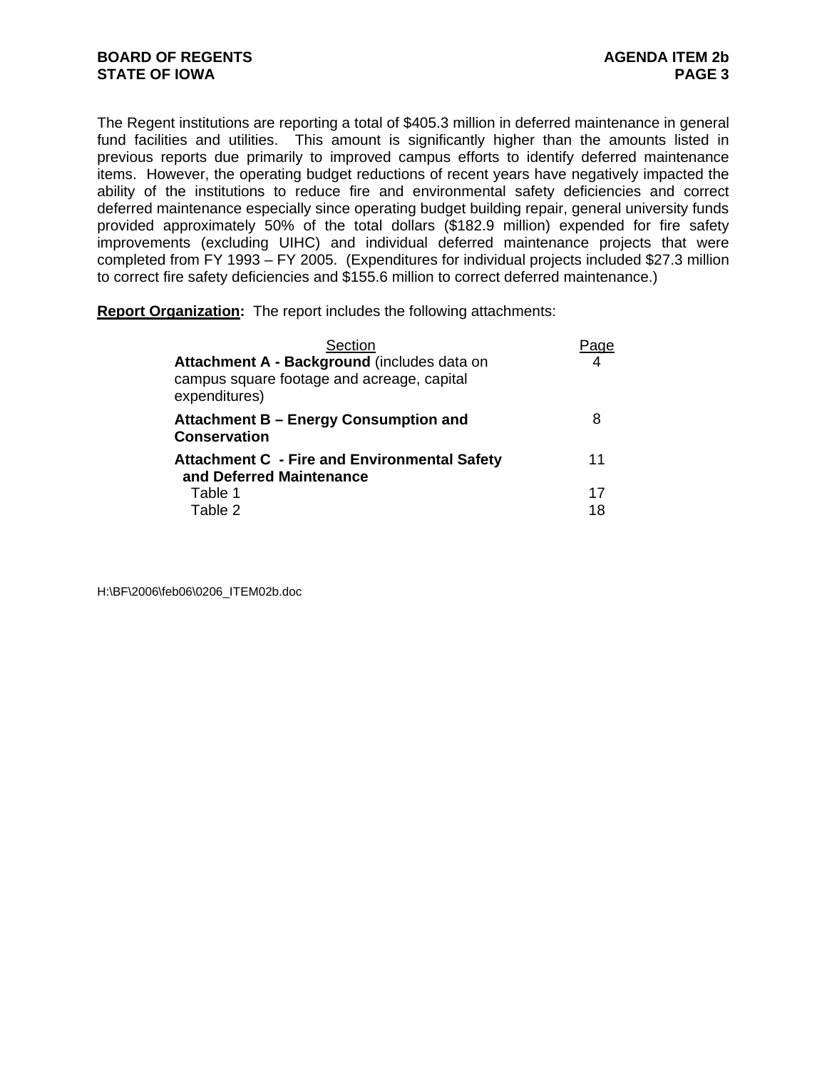The Regent institutions are reporting a total of $405.3 million in deferred maintenance in general fund facilities and utilities. This amount is significantly higher than the amounts listed in previous reports due primarily to improved campus efforts to identify deferred maintenance items. However, the operating budget reductions of recent years have negatively impacted the ability of the institutions to reduce fire and environmental safety deficiencies and correct deferred maintenance especially since operating budget building repair, general university funds provided approximately 50% of the total dollars ($182.9 million) expended for fire safety improvements (excluding UIHC) and individual deferred maintenance projects that were completed from FY 1993 – FY 2005. (Expenditures for individual projects included $27.3 million to correct fire safety deficiencies and $155.6 million to correct deferred maintenance.)

**Report Organization:** The report includes the following attachments:

| Section | Page |
|---|---|
| **Attachment A - Background** (includes data on campus square footage and acreage, capital expenditures) | 4 |
| **Attachment B – Energy Consumption and Conservation** | 8 |
| **Attachment C - Fire and Environmental Safety and Deferred Maintenance** | 11 |
| Table 1 | 17 |
| Table 2 | 18 |

H:\BF\2006\feb06\0206_ITEM02b.doc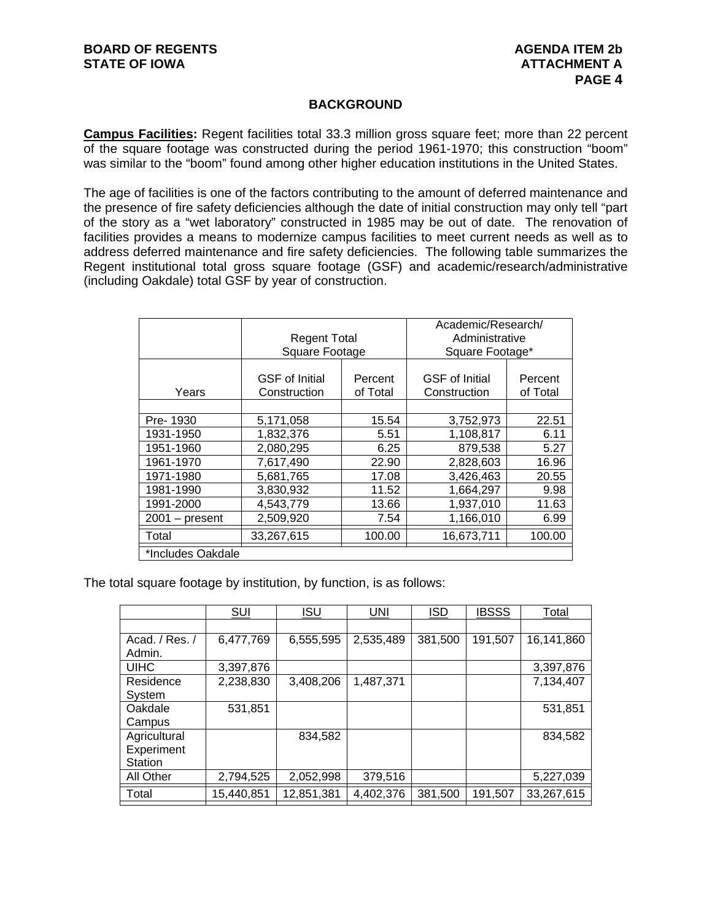## BACKGROUND

**Campus Facilities:** Regent facilities total 33.3 million gross square feet; more than 22 percent of the square footage was constructed during the period 1961-1970; this construction "boom" was similar to the "boom" found among other higher education institutions in the United States.

The age of facilities is one of the factors contributing to the amount of deferred maintenance and the presence of fire safety deficiencies although the date of initial construction may only tell "part of the story as a "wet laboratory" constructed in 1985 may be out of date. The renovation of facilities provides a means to modernize campus facilities to meet current needs as well as to address deferred maintenance and fire safety deficiencies. The following table summarizes the Regent institutional total gross square footage (GSF) and academic/research/administrative (including Oakdale) total GSF by year of construction.

| | Regent Total Square Footage | | Academic/Research/ Administrative Square Footage* | |
|---|---|---|---|---|
| Years | GSF of Initial Construction | Percent of Total | GSF of Initial Construction | Percent of Total |
| | | | | |
| Pre- 1930 | 5,171,058 | 15.54 | 3,752,973 | 22.51 |
| 1931-1950 | 1,832,376 | 5.51 | 1,108,817 | 6.11 |
| 1951-1960 | 2,080,295 | 6.25 | 879,538 | 5.27 |
| 1961-1970 | 7,617,490 | 22.90 | 2,828,603 | 16.96 |
| 1971-1980 | 5,681,765 | 17.08 | 3,426,463 | 20.55 |
| 1981-1990 | 3,830,932 | 11.52 | 1,664,297 | 9.98 |
| 1991-2000 | 4,543,779 | 13.66 | 1,937,010 | 11.63 |
| 2001 – present | 2,509,920 | 7.54 | 1,166,010 | 6.99 |
| Total | 33,267,615 | 100.00 | 16,673,711 | 100.00 |
| *Includes Oakdale | | | | |

The total square footage by institution, by function, is as follows:

| | SUI | ISU | UNI | ISD | IBSSS | Total |
|---|---|---|---|---|---|---|
| | | | | | | |
| Acad. / Res. / Admin. | 6,477,769 | 6,555,595 | 2,535,489 | 381,500 | 191,507 | 16,141,860 |
| UIHC | 3,397,876 | | | | | 3,397,876 |
| Residence System | 2,238,830 | 3,408,206 | 1,487,371 | | | 7,134,407 |
| Oakdale Campus | 531,851 | | | | | 531,851 |
| Agricultural Experiment Station | | 834,582 | | | | 834,582 |
| All Other | 2,794,525 | 2,052,998 | 379,516 | | | 5,227,039 |
| Total | 15,440,851 | 12,851,381 | 4,402,376 | 381,500 | 191,507 | 33,267,615 |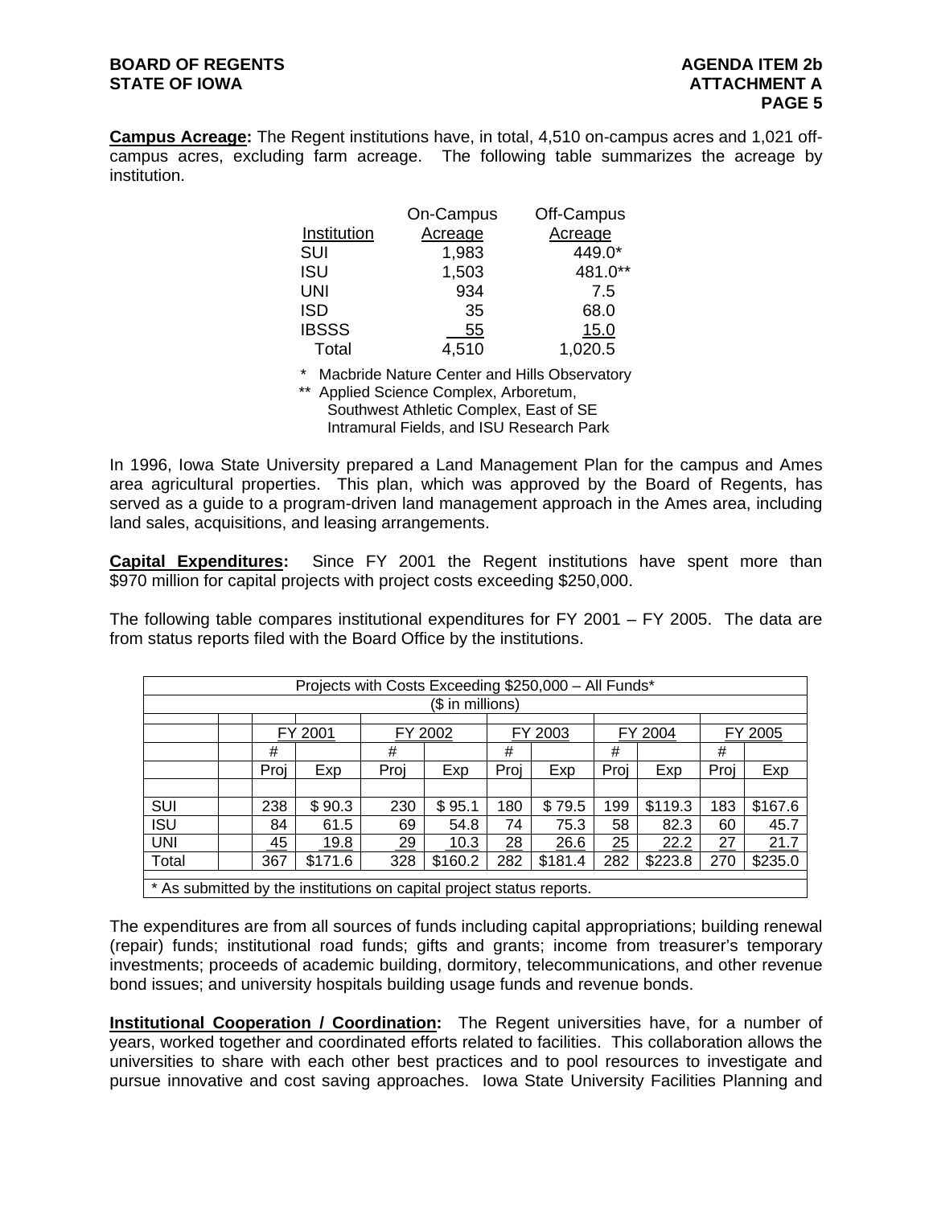**Campus Acreage:** The Regent institutions have, in total, 4,510 on-campus acres and 1,021 off-campus acres, excluding farm acreage. The following table summarizes the acreage by institution.

| Institution | On-Campus Acreage | Off-Campus Acreage |
|---|---|---|
| SUI | 1,983 | 449.0* |
| ISU | 1,503 | 481.0** |
| UNI | 934 | 7.5 |
| ISD | 35 | 68.0 |
| IBSSS | 55 | 15.0 |
| Total | 4,510 | 1,020.5 |

\* Macbride Nature Center and Hills Observatory

** Applied Science Complex, Arboretum, Southwest Athletic Complex, East of SE Intramural Fields, and ISU Research Park

In 1996, Iowa State University prepared a Land Management Plan for the campus and Ames area agricultural properties. This plan, which was approved by the Board of Regents, has served as a guide to a program-driven land management approach in the Ames area, including land sales, acquisitions, and leasing arrangements.

**Capital Expenditures:** Since FY 2001 the Regent institutions have spent more than $970 million for capital projects with project costs exceeding $250,000.

The following table compares institutional expenditures for FY 2001 – FY 2005. The data are from status reports filed with the Board Office by the institutions.

Projects with Costs Exceeding $250,000 – All Funds*
($ in millions)

| | FY 2001 | | FY 2002 | | FY 2003 | | FY 2004 | | FY 2005 | |
|---|---|---|---|---|---|---|---|---|---|---|
| | # Proj | Exp | # Proj | Exp | # Proj | Exp | # Proj | Exp | # Proj | Exp |
| SUI | 238 | $ 90.3 | 230 | $ 95.1 | 180 | $ 79.5 | 199 | $119.3 | 183 | $167.6 |
| ISU | 84 | 61.5 | 69 | 54.8 | 74 | 75.3 | 58 | 82.3 | 60 | 45.7 |
| UNI | 45 | 19.8 | 29 | 10.3 | 28 | 26.6 | 25 | 22.2 | 27 | 21.7 |
| Total | 367 | $171.6 | 328 | $160.2 | 282 | $181.4 | 282 | $223.8 | 270 | $235.0 |

\* As submitted by the institutions on capital project status reports.

The expenditures are from all sources of funds including capital appropriations; building renewal (repair) funds; institutional road funds; gifts and grants; income from treasurer's temporary investments; proceeds of academic building, dormitory, telecommunications, and other revenue bond issues; and university hospitals building usage funds and revenue bonds.

**Institutional Cooperation / Coordination:** The Regent universities have, for a number of years, worked together and coordinated efforts related to facilities. This collaboration allows the universities to share with each other best practices and to pool resources to investigate and pursue innovative and cost saving approaches. Iowa State University Facilities Planning and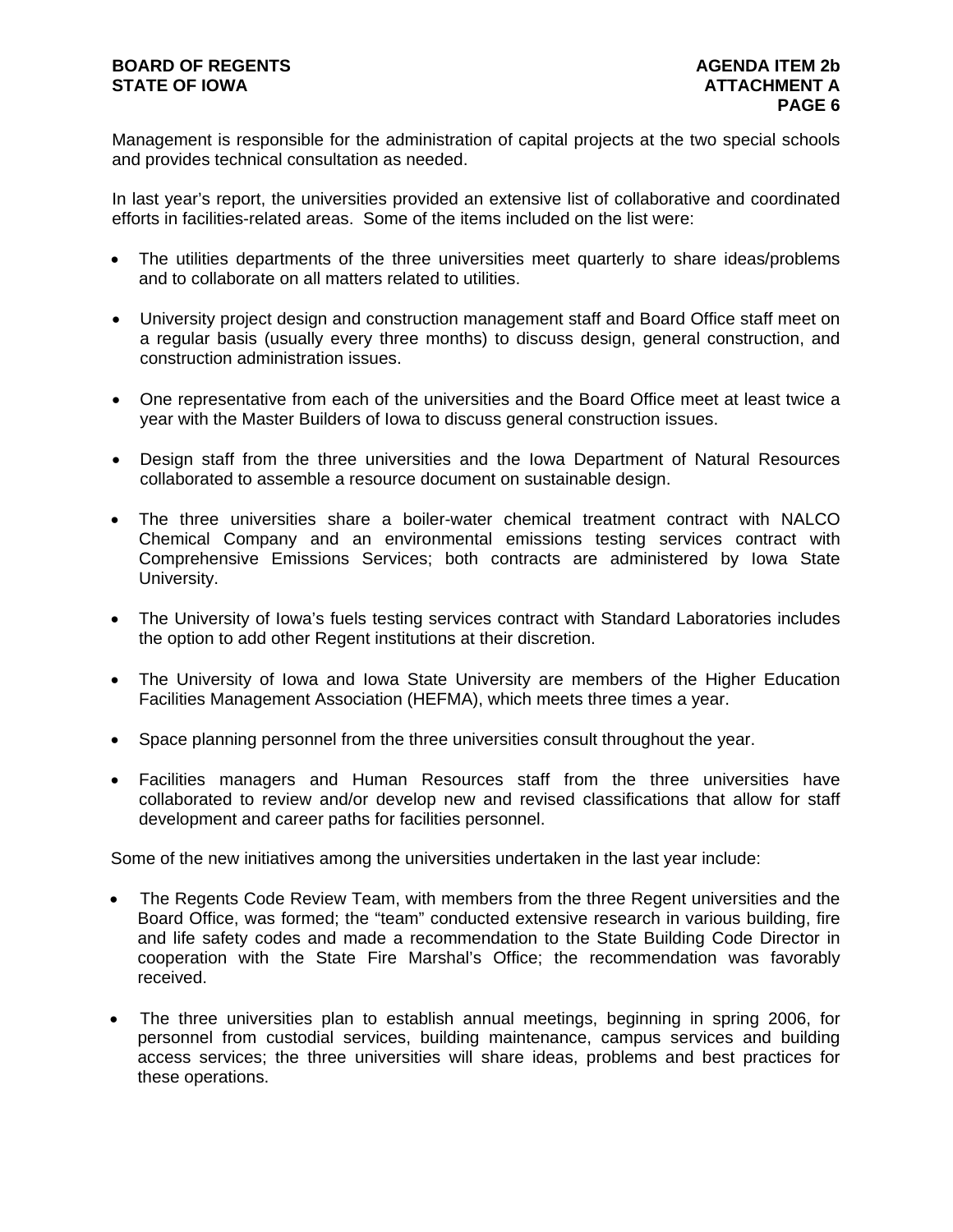Management is responsible for the administration of capital projects at the two special schools and provides technical consultation as needed.

In last year's report, the universities provided an extensive list of collaborative and coordinated efforts in facilities-related areas. Some of the items included on the list were:

- The utilities departments of the three universities meet quarterly to share ideas/problems and to collaborate on all matters related to utilities.
- University project design and construction management staff and Board Office staff meet on a regular basis (usually every three months) to discuss design, general construction, and construction administration issues.
- One representative from each of the universities and the Board Office meet at least twice a year with the Master Builders of Iowa to discuss general construction issues.
- Design staff from the three universities and the Iowa Department of Natural Resources collaborated to assemble a resource document on sustainable design.
- The three universities share a boiler-water chemical treatment contract with NALCO Chemical Company and an environmental emissions testing services contract with Comprehensive Emissions Services; both contracts are administered by Iowa State University.
- The University of Iowa's fuels testing services contract with Standard Laboratories includes the option to add other Regent institutions at their discretion.
- The University of Iowa and Iowa State University are members of the Higher Education Facilities Management Association (HEFMA), which meets three times a year.
- Space planning personnel from the three universities consult throughout the year.
- Facilities managers and Human Resources staff from the three universities have collaborated to review and/or develop new and revised classifications that allow for staff development and career paths for facilities personnel.

Some of the new initiatives among the universities undertaken in the last year include:

- The Regents Code Review Team, with members from the three Regent universities and the Board Office, was formed; the "team" conducted extensive research in various building, fire and life safety codes and made a recommendation to the State Building Code Director in cooperation with the State Fire Marshal's Office; the recommendation was favorably received.
- The three universities plan to establish annual meetings, beginning in spring 2006, for personnel from custodial services, building maintenance, campus services and building access services; the three universities will share ideas, problems and best practices for these operations.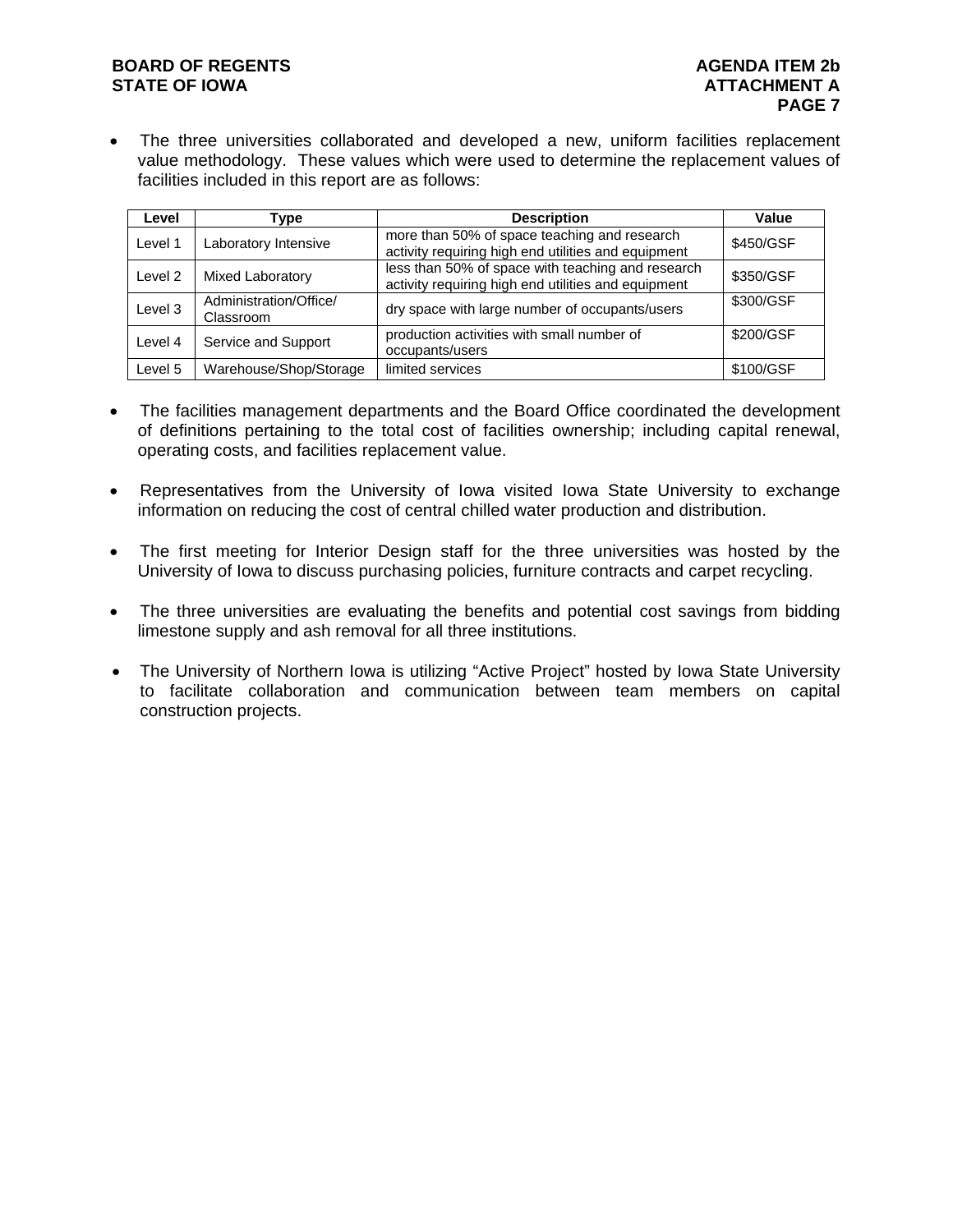- The three universities collaborated and developed a new, uniform facilities replacement value methodology. These values which were used to determine the replacement values of facilities included in this report are as follows:

| Level | Type | Description | Value |
|---|---|---|---|
| Level 1 | Laboratory Intensive | more than 50% of space teaching and research activity requiring high end utilities and equipment | $450/GSF |
| Level 2 | Mixed Laboratory | less than 50% of space with teaching and research activity requiring high end utilities and equipment | $350/GSF |
| Level 3 | Administration/Office/ Classroom | dry space with large number of occupants/users | $300/GSF |
| Level 4 | Service and Support | production activities with small number of occupants/users | $200/GSF |
| Level 5 | Warehouse/Shop/Storage | limited services | $100/GSF |

- The facilities management departments and the Board Office coordinated the development of definitions pertaining to the total cost of facilities ownership; including capital renewal, operating costs, and facilities replacement value.

- Representatives from the University of Iowa visited Iowa State University to exchange information on reducing the cost of central chilled water production and distribution.

- The first meeting for Interior Design staff for the three universities was hosted by the University of Iowa to discuss purchasing policies, furniture contracts and carpet recycling.

- The three universities are evaluating the benefits and potential cost savings from bidding limestone supply and ash removal for all three institutions.

- The University of Northern Iowa is utilizing "Active Project" hosted by Iowa State University to facilitate collaboration and communication between team members on capital construction projects.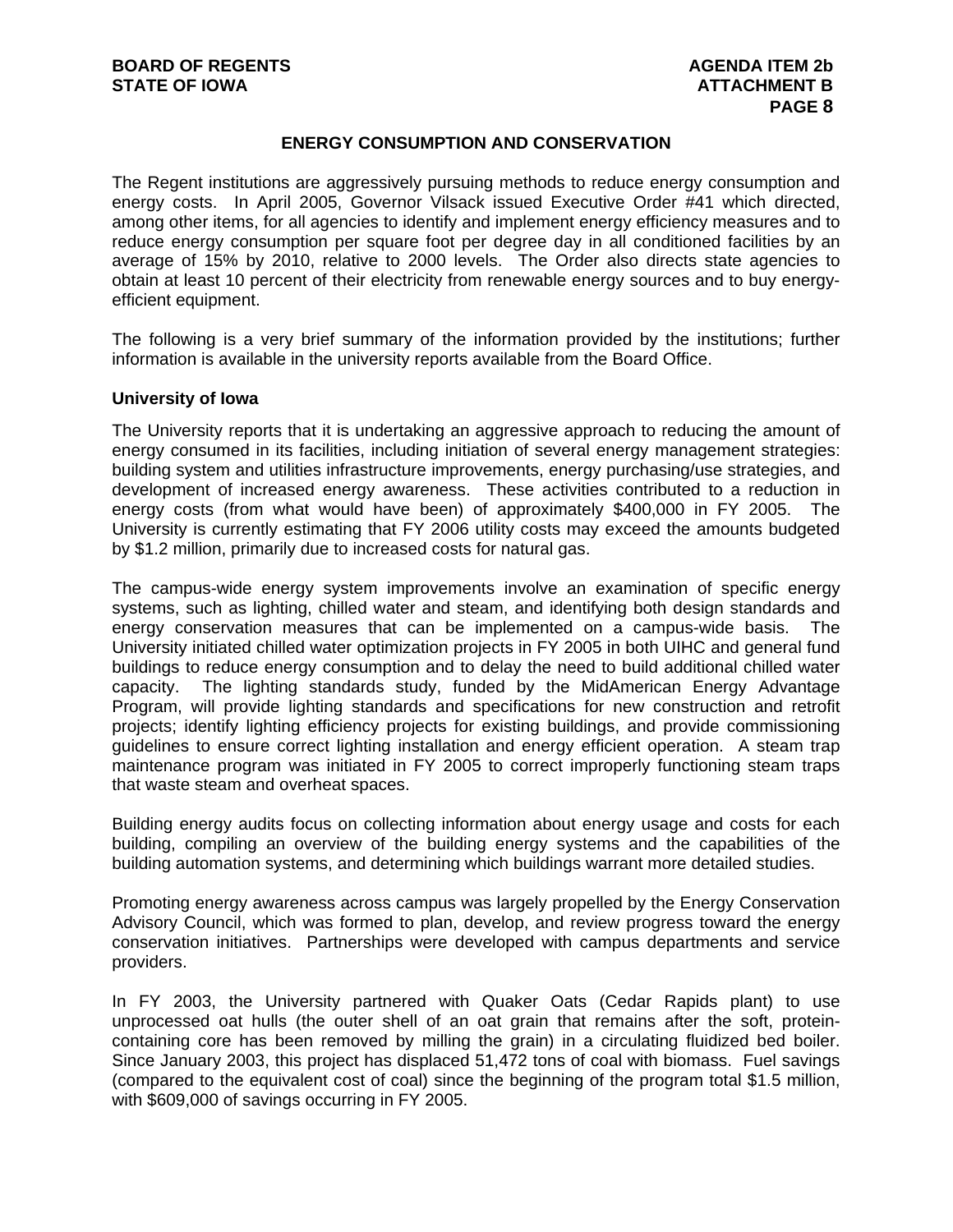## ENERGY CONSUMPTION AND CONSERVATION

The Regent institutions are aggressively pursuing methods to reduce energy consumption and energy costs. In April 2005, Governor Vilsack issued Executive Order #41 which directed, among other items, for all agencies to identify and implement energy efficiency measures and to reduce energy consumption per square foot per degree day in all conditioned facilities by an average of 15% by 2010, relative to 2000 levels. The Order also directs state agencies to obtain at least 10 percent of their electricity from renewable energy sources and to buy energy-efficient equipment.

The following is a very brief summary of the information provided by the institutions; further information is available in the university reports available from the Board Office.

### University of Iowa

The University reports that it is undertaking an aggressive approach to reducing the amount of energy consumed in its facilities, including initiation of several energy management strategies: building system and utilities infrastructure improvements, energy purchasing/use strategies, and development of increased energy awareness. These activities contributed to a reduction in energy costs (from what would have been) of approximately $400,000 in FY 2005. The University is currently estimating that FY 2006 utility costs may exceed the amounts budgeted by $1.2 million, primarily due to increased costs for natural gas.

The campus-wide energy system improvements involve an examination of specific energy systems, such as lighting, chilled water and steam, and identifying both design standards and energy conservation measures that can be implemented on a campus-wide basis. The University initiated chilled water optimization projects in FY 2005 in both UIHC and general fund buildings to reduce energy consumption and to delay the need to build additional chilled water capacity. The lighting standards study, funded by the MidAmerican Energy Advantage Program, will provide lighting standards and specifications for new construction and retrofit projects; identify lighting efficiency projects for existing buildings, and provide commissioning guidelines to ensure correct lighting installation and energy efficient operation. A steam trap maintenance program was initiated in FY 2005 to correct improperly functioning steam traps that waste steam and overheat spaces.

Building energy audits focus on collecting information about energy usage and costs for each building, compiling an overview of the building energy systems and the capabilities of the building automation systems, and determining which buildings warrant more detailed studies.

Promoting energy awareness across campus was largely propelled by the Energy Conservation Advisory Council, which was formed to plan, develop, and review progress toward the energy conservation initiatives. Partnerships were developed with campus departments and service providers.

In FY 2003, the University partnered with Quaker Oats (Cedar Rapids plant) to use unprocessed oat hulls (the outer shell of an oat grain that remains after the soft, protein-containing core has been removed by milling the grain) in a circulating fluidized bed boiler. Since January 2003, this project has displaced 51,472 tons of coal with biomass. Fuel savings (compared to the equivalent cost of coal) since the beginning of the program total $1.5 million, with $609,000 of savings occurring in FY 2005.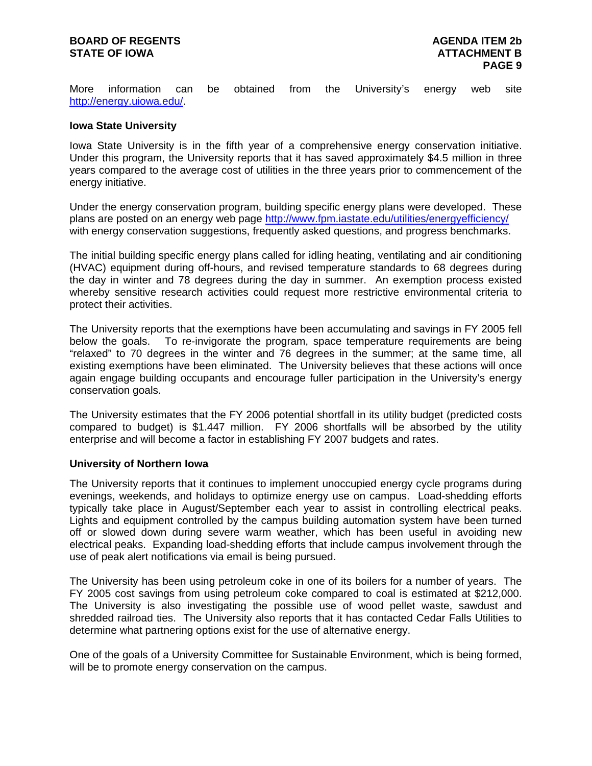More information can be obtained from the University's energy web site http://energy.uiowa.edu/.

**Iowa State University**

Iowa State University is in the fifth year of a comprehensive energy conservation initiative. Under this program, the University reports that it has saved approximately $4.5 million in three years compared to the average cost of utilities in the three years prior to commencement of the energy initiative.

Under the energy conservation program, building specific energy plans were developed. These plans are posted on an energy web page http://www.fpm.iastate.edu/utilities/energyefficiency/ with energy conservation suggestions, frequently asked questions, and progress benchmarks.

The initial building specific energy plans called for idling heating, ventilating and air conditioning (HVAC) equipment during off-hours, and revised temperature standards to 68 degrees during the day in winter and 78 degrees during the day in summer. An exemption process existed whereby sensitive research activities could request more restrictive environmental criteria to protect their activities.

The University reports that the exemptions have been accumulating and savings in FY 2005 fell below the goals. To re-invigorate the program, space temperature requirements are being "relaxed" to 70 degrees in the winter and 76 degrees in the summer; at the same time, all existing exemptions have been eliminated. The University believes that these actions will once again engage building occupants and encourage fuller participation in the University's energy conservation goals.

The University estimates that the FY 2006 potential shortfall in its utility budget (predicted costs compared to budget) is $1.447 million. FY 2006 shortfalls will be absorbed by the utility enterprise and will become a factor in establishing FY 2007 budgets and rates.

**University of Northern Iowa**

The University reports that it continues to implement unoccupied energy cycle programs during evenings, weekends, and holidays to optimize energy use on campus. Load-shedding efforts typically take place in August/September each year to assist in controlling electrical peaks. Lights and equipment controlled by the campus building automation system have been turned off or slowed down during severe warm weather, which has been useful in avoiding new electrical peaks. Expanding load-shedding efforts that include campus involvement through the use of peak alert notifications via email is being pursued.

The University has been using petroleum coke in one of its boilers for a number of years. The FY 2005 cost savings from using petroleum coke compared to coal is estimated at $212,000. The University is also investigating the possible use of wood pellet waste, sawdust and shredded railroad ties. The University also reports that it has contacted Cedar Falls Utilities to determine what partnering options exist for the use of alternative energy.

One of the goals of a University Committee for Sustainable Environment, which is being formed, will be to promote energy conservation on the campus.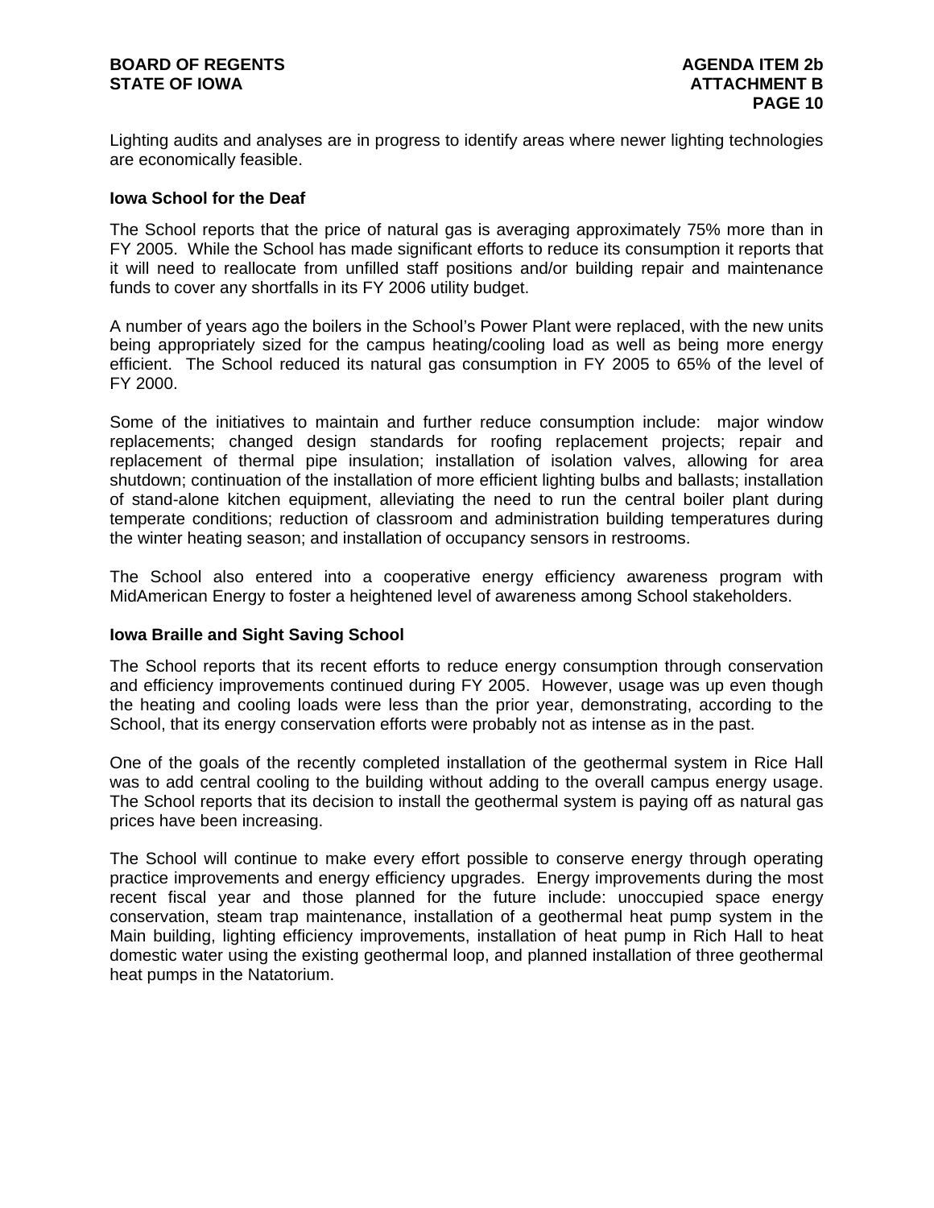Lighting audits and analyses are in progress to identify areas where newer lighting technologies are economically feasible.

**Iowa School for the Deaf**

The School reports that the price of natural gas is averaging approximately 75% more than in FY 2005. While the School has made significant efforts to reduce its consumption it reports that it will need to reallocate from unfilled staff positions and/or building repair and maintenance funds to cover any shortfalls in its FY 2006 utility budget.

A number of years ago the boilers in the School's Power Plant were replaced, with the new units being appropriately sized for the campus heating/cooling load as well as being more energy efficient. The School reduced its natural gas consumption in FY 2005 to 65% of the level of FY 2000.

Some of the initiatives to maintain and further reduce consumption include: major window replacements; changed design standards for roofing replacement projects; repair and replacement of thermal pipe insulation; installation of isolation valves, allowing for area shutdown; continuation of the installation of more efficient lighting bulbs and ballasts; installation of stand-alone kitchen equipment, alleviating the need to run the central boiler plant during temperate conditions; reduction of classroom and administration building temperatures during the winter heating season; and installation of occupancy sensors in restrooms.

The School also entered into a cooperative energy efficiency awareness program with MidAmerican Energy to foster a heightened level of awareness among School stakeholders.

**Iowa Braille and Sight Saving School**

The School reports that its recent efforts to reduce energy consumption through conservation and efficiency improvements continued during FY 2005. However, usage was up even though the heating and cooling loads were less than the prior year, demonstrating, according to the School, that its energy conservation efforts were probably not as intense as in the past.

One of the goals of the recently completed installation of the geothermal system in Rice Hall was to add central cooling to the building without adding to the overall campus energy usage. The School reports that its decision to install the geothermal system is paying off as natural gas prices have been increasing.

The School will continue to make every effort possible to conserve energy through operating practice improvements and energy efficiency upgrades. Energy improvements during the most recent fiscal year and those planned for the future include: unoccupied space energy conservation, steam trap maintenance, installation of a geothermal heat pump system in the Main building, lighting efficiency improvements, installation of heat pump in Rich Hall to heat domestic water using the existing geothermal loop, and planned installation of three geothermal heat pumps in the Natatorium.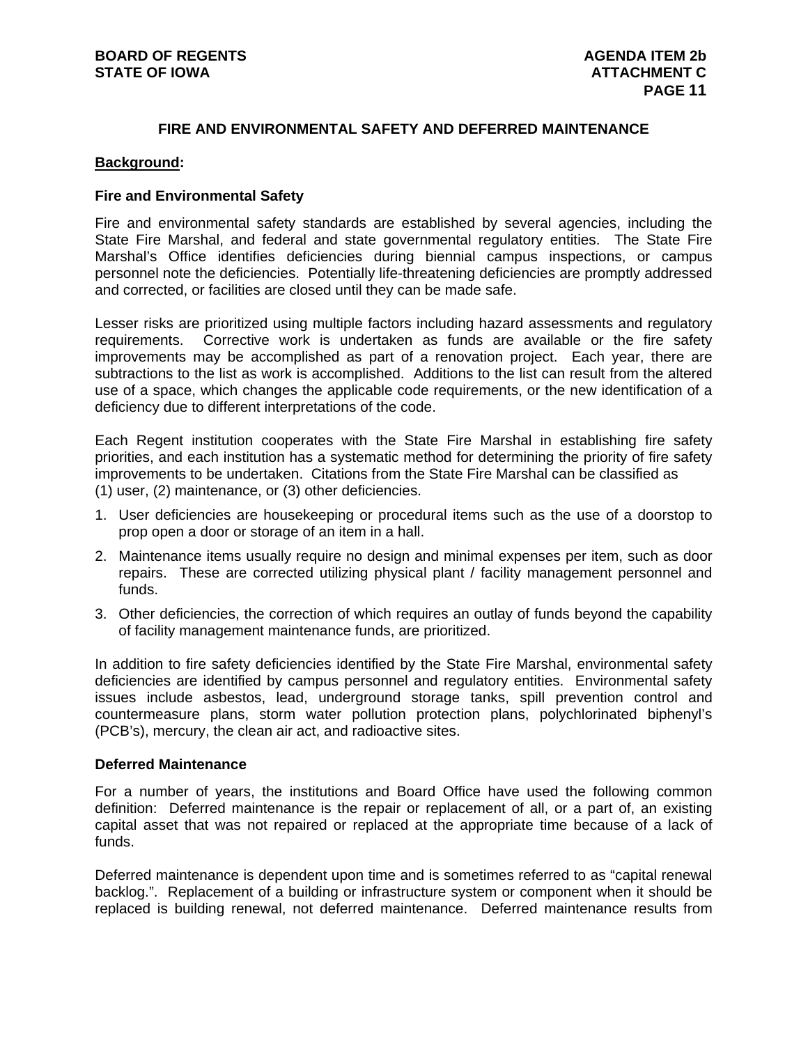## FIRE AND ENVIRONMENTAL SAFETY AND DEFERRED MAINTENANCE

**Background:**

### Fire and Environmental Safety

Fire and environmental safety standards are established by several agencies, including the State Fire Marshal, and federal and state governmental regulatory entities. The State Fire Marshal's Office identifies deficiencies during biennial campus inspections, or campus personnel note the deficiencies. Potentially life-threatening deficiencies are promptly addressed and corrected, or facilities are closed until they can be made safe.

Lesser risks are prioritized using multiple factors including hazard assessments and regulatory requirements. Corrective work is undertaken as funds are available or the fire safety improvements may be accomplished as part of a renovation project. Each year, there are subtractions to the list as work is accomplished. Additions to the list can result from the altered use of a space, which changes the applicable code requirements, or the new identification of a deficiency due to different interpretations of the code.

Each Regent institution cooperates with the State Fire Marshal in establishing fire safety priorities, and each institution has a systematic method for determining the priority of fire safety improvements to be undertaken. Citations from the State Fire Marshal can be classified as (1) user, (2) maintenance, or (3) other deficiencies.

1. User deficiencies are housekeeping or procedural items such as the use of a doorstop to prop open a door or storage of an item in a hall.
2. Maintenance items usually require no design and minimal expenses per item, such as door repairs. These are corrected utilizing physical plant / facility management personnel and funds.
3. Other deficiencies, the correction of which requires an outlay of funds beyond the capability of facility management maintenance funds, are prioritized.

In addition to fire safety deficiencies identified by the State Fire Marshal, environmental safety deficiencies are identified by campus personnel and regulatory entities. Environmental safety issues include asbestos, lead, underground storage tanks, spill prevention control and countermeasure plans, storm water pollution protection plans, polychlorinated biphenyl's (PCB's), mercury, the clean air act, and radioactive sites.

### Deferred Maintenance

For a number of years, the institutions and Board Office have used the following common definition: Deferred maintenance is the repair or replacement of all, or a part of, an existing capital asset that was not repaired or replaced at the appropriate time because of a lack of funds.

Deferred maintenance is dependent upon time and is sometimes referred to as "capital renewal backlog.". Replacement of a building or infrastructure system or component when it should be replaced is building renewal, not deferred maintenance. Deferred maintenance results from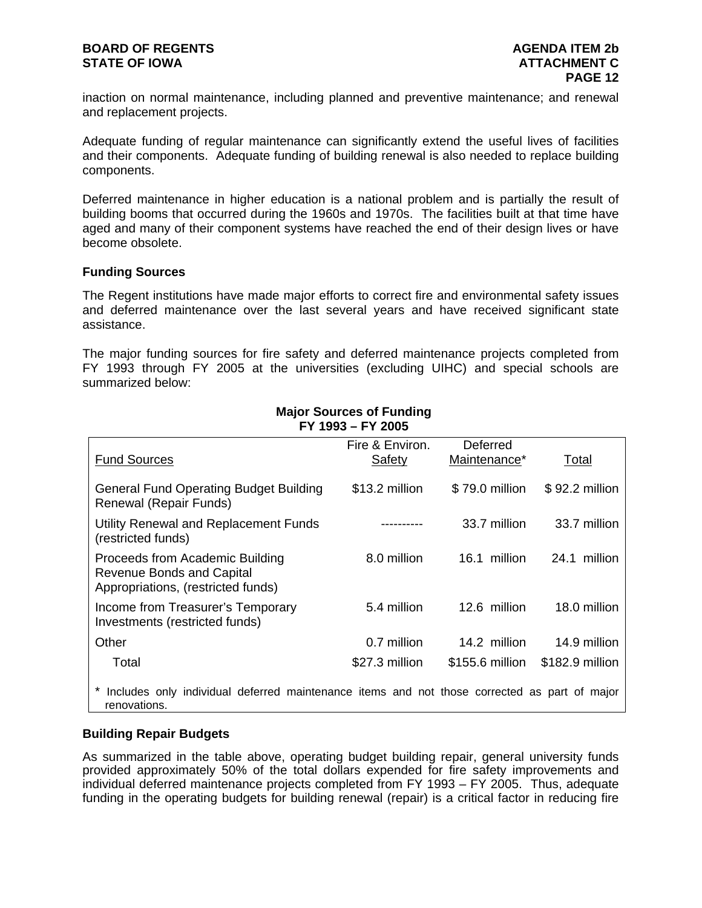inaction on normal maintenance, including planned and preventive maintenance; and renewal and replacement projects.

Adequate funding of regular maintenance can significantly extend the useful lives of facilities and their components. Adequate funding of building renewal is also needed to replace building components.

Deferred maintenance in higher education is a national problem and is partially the result of building booms that occurred during the 1960s and 1970s. The facilities built at that time have aged and many of their component systems have reached the end of their design lives or have become obsolete.

### Funding Sources

The Regent institutions have made major efforts to correct fire and environmental safety issues and deferred maintenance over the last several years and have received significant state assistance.

The major funding sources for fire safety and deferred maintenance projects completed from FY 1993 through FY 2005 at the universities (excluding UIHC) and special schools are summarized below:

**Major Sources of Funding**
**FY 1993 – FY 2005**

| Fund Sources | Fire & Environ. Safety | Deferred Maintenance* | Total |
|---|---|---|---|
| General Fund Operating Budget Building Renewal (Repair Funds) | $13.2 million | $ 79.0 million | $ 92.2 million |
| Utility Renewal and Replacement Funds (restricted funds) | ---------- | 33.7 million | 33.7 million |
| Proceeds from Academic Building Revenue Bonds and Capital Appropriations, (restricted funds) | 8.0 million | 16.1 million | 24.1 million |
| Income from Treasurer's Temporary Investments (restricted funds) | 5.4 million | 12.6 million | 18.0 million |
| Other | 0.7 million | 14.2 million | 14.9 million |
| Total | $27.3 million | $155.6 million | $182.9 million |

\* Includes only individual deferred maintenance items and not those corrected as part of major renovations.

### Building Repair Budgets

As summarized in the table above, operating budget building repair, general university funds provided approximately 50% of the total dollars expended for fire safety improvements and individual deferred maintenance projects completed from FY 1993 – FY 2005. Thus, adequate funding in the operating budgets for building renewal (repair) is a critical factor in reducing fire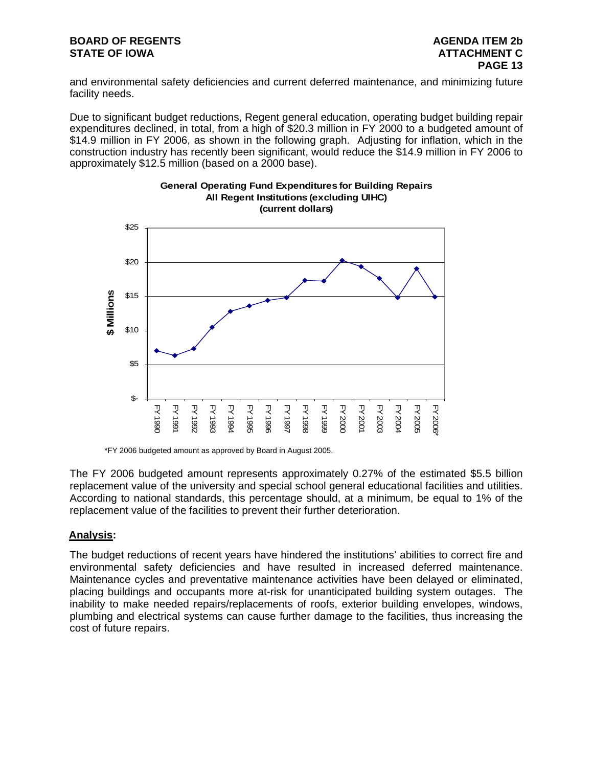and environmental safety deficiencies and current deferred maintenance, and minimizing future facility needs.

Due to significant budget reductions, Regent general education, operating budget building repair expenditures declined, in total, from a high of $20.3 million in FY 2000 to a budgeted amount of $14.9 million in FY 2006, as shown in the following graph. Adjusting for inflation, which in the construction industry has recently been significant, would reduce the $14.9 million in FY 2006 to approximately $12.5 million (based on a 2000 base).

**General Operating Fund Expenditures for Building Repairs**
**All Regent Institutions (excluding UIHC)**
**(current dollars)**

*FY 2006 budgeted amount as approved by Board in August 2005.

The FY 2006 budgeted amount represents approximately 0.27% of the estimated $5.5 billion replacement value of the university and special school general educational facilities and utilities. According to national standards, this percentage should, at a minimum, be equal to 1% of the replacement value of the facilities to prevent their further deterioration.

**Analysis:**

The budget reductions of recent years have hindered the institutions' abilities to correct fire and environmental safety deficiencies and have resulted in increased deferred maintenance. Maintenance cycles and preventative maintenance activities have been delayed or eliminated, placing buildings and occupants more at-risk for unanticipated building system outages. The inability to make needed repairs/replacements of roofs, exterior building envelopes, windows, plumbing and electrical systems can cause further damage to the facilities, thus increasing the cost of future repairs.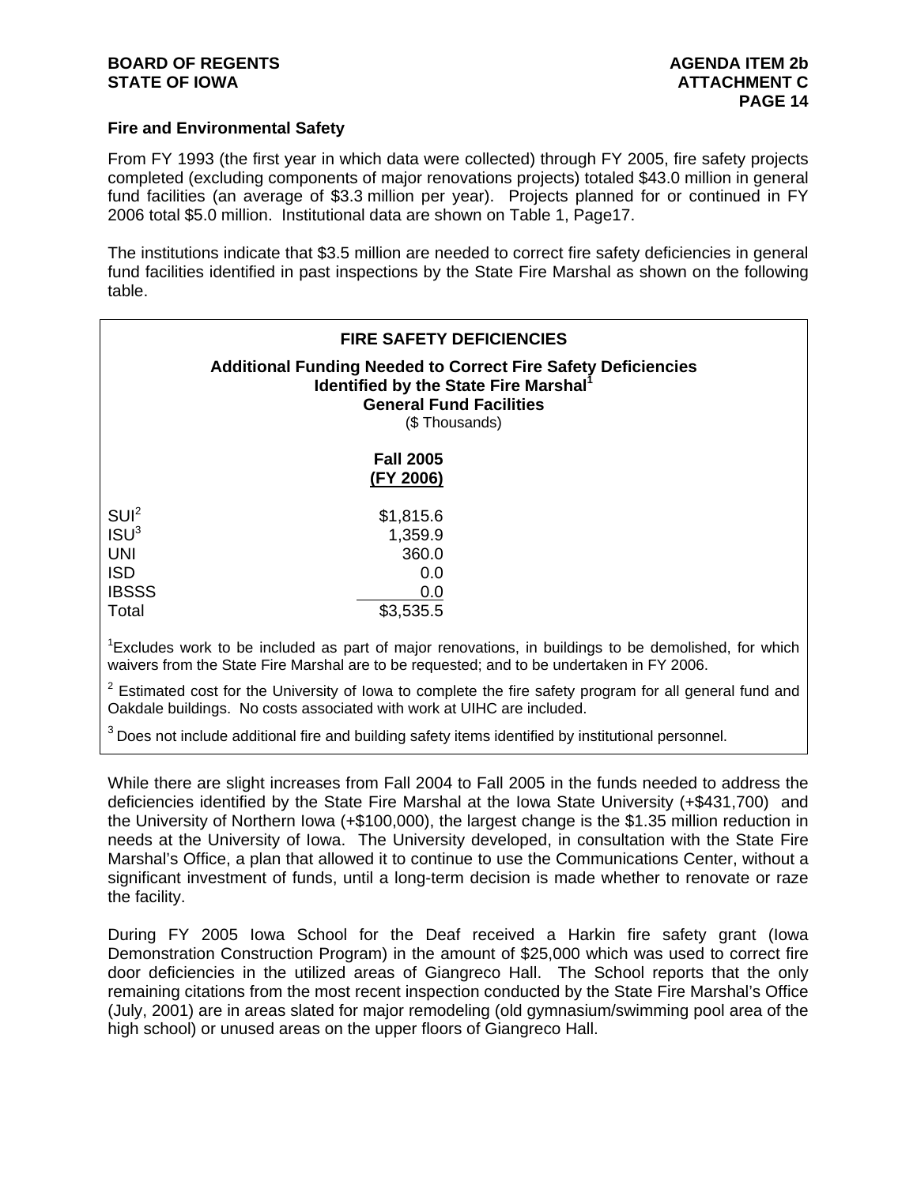### Fire and Environmental Safety

From FY 1993 (the first year in which data were collected) through FY 2005, fire safety projects completed (excluding components of major renovations projects) totaled $43.0 million in general fund facilities (an average of $3.3 million per year). Projects planned for or continued in FY 2006 total $5.0 million. Institutional data are shown on Table 1, Page17.

The institutions indicate that $3.5 million are needed to correct fire safety deficiencies in general fund facilities identified in past inspections by the State Fire Marshal as shown on the following table.

**FIRE SAFETY DEFICIENCIES**

**Additional Funding Needed to Correct Fire Safety Deficiencies Identified by the State Fire Marshal[1]**
**General Fund Facilities**
($ Thousands)

| | Fall 2005 (FY 2006) |
|---|---|
| SUI[2] | $1,815.6 |
| ISU[3] | 1,359.9 |
| UNI | 360.0 |
| ISD | 0.0 |
| IBSSS | 0.0 |
| Total | $3,535.5 |

[1]Excludes work to be included as part of major renovations, in buildings to be demolished, for which waivers from the State Fire Marshal are to be requested; and to be undertaken in FY 2006.

[2] Estimated cost for the University of Iowa to complete the fire safety program for all general fund and Oakdale buildings. No costs associated with work at UIHC are included.

[3] Does not include additional fire and building safety items identified by institutional personnel.

While there are slight increases from Fall 2004 to Fall 2005 in the funds needed to address the deficiencies identified by the State Fire Marshal at the Iowa State University (+$431,700) and the University of Northern Iowa (+$100,000), the largest change is the $1.35 million reduction in needs at the University of Iowa. The University developed, in consultation with the State Fire Marshal's Office, a plan that allowed it to continue to use the Communications Center, without a significant investment of funds, until a long-term decision is made whether to renovate or raze the facility.

During FY 2005 Iowa School for the Deaf received a Harkin fire safety grant (Iowa Demonstration Construction Program) in the amount of $25,000 which was used to correct fire door deficiencies in the utilized areas of Giangreco Hall. The School reports that the only remaining citations from the most recent inspection conducted by the State Fire Marshal's Office (July, 2001) are in areas slated for major remodeling (old gymnasium/swimming pool area of the high school) or unused areas on the upper floors of Giangreco Hall.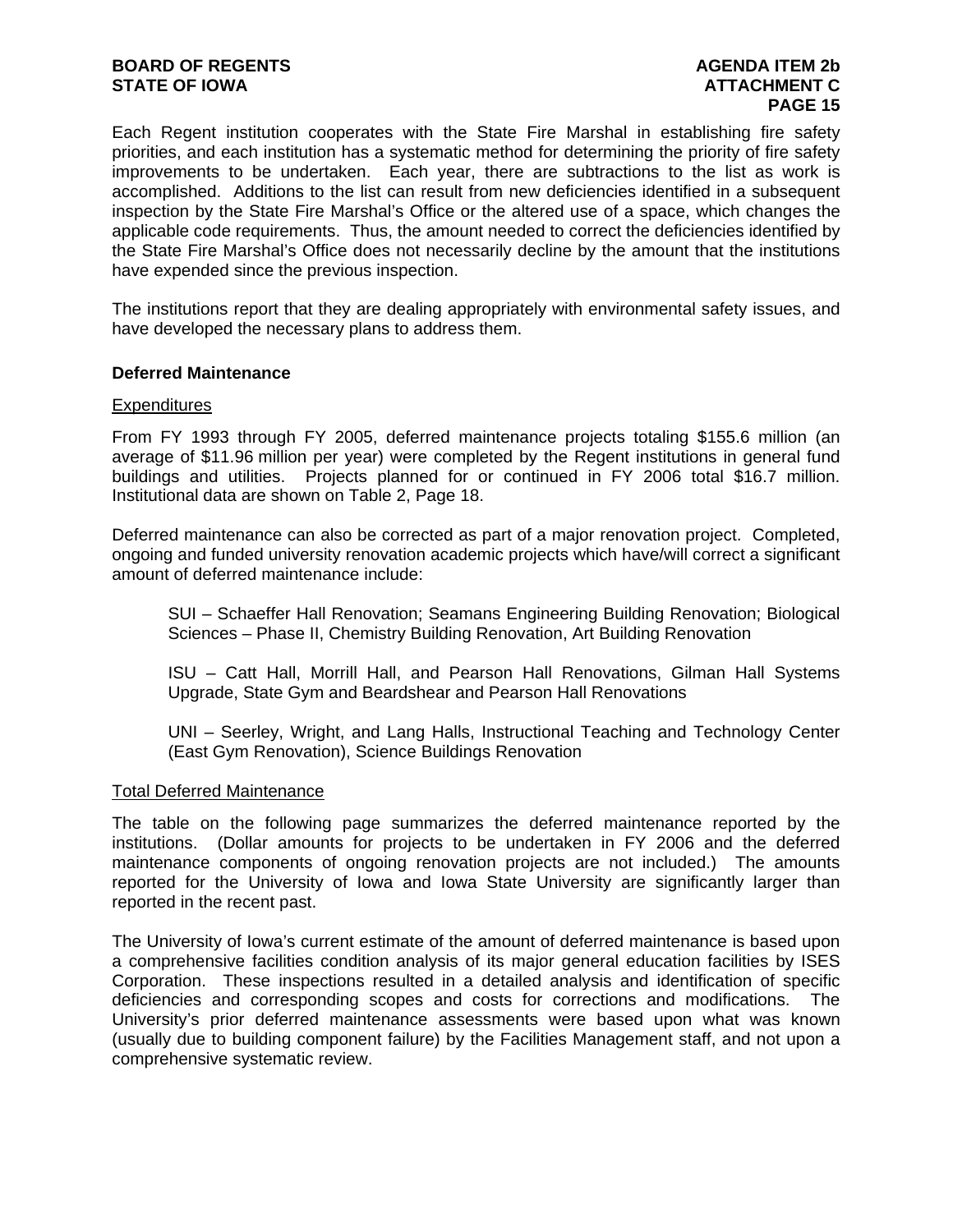Each Regent institution cooperates with the State Fire Marshal in establishing fire safety priorities, and each institution has a systematic method for determining the priority of fire safety improvements to be undertaken. Each year, there are subtractions to the list as work is accomplished. Additions to the list can result from new deficiencies identified in a subsequent inspection by the State Fire Marshal's Office or the altered use of a space, which changes the applicable code requirements. Thus, the amount needed to correct the deficiencies identified by the State Fire Marshal's Office does not necessarily decline by the amount that the institutions have expended since the previous inspection.

The institutions report that they are dealing appropriately with environmental safety issues, and have developed the necessary plans to address them.

**Deferred Maintenance**

Expenditures

From FY 1993 through FY 2005, deferred maintenance projects totaling $155.6 million (an average of $11.96 million per year) were completed by the Regent institutions in general fund buildings and utilities. Projects planned for or continued in FY 2006 total $16.7 million. Institutional data are shown on Table 2, Page 18.

Deferred maintenance can also be corrected as part of a major renovation project. Completed, ongoing and funded university renovation academic projects which have/will correct a significant amount of deferred maintenance include:

SUI – Schaeffer Hall Renovation; Seamans Engineering Building Renovation; Biological Sciences – Phase II, Chemistry Building Renovation, Art Building Renovation

ISU – Catt Hall, Morrill Hall, and Pearson Hall Renovations, Gilman Hall Systems Upgrade, State Gym and Beardshear and Pearson Hall Renovations

UNI – Seerley, Wright, and Lang Halls, Instructional Teaching and Technology Center (East Gym Renovation), Science Buildings Renovation

Total Deferred Maintenance

The table on the following page summarizes the deferred maintenance reported by the institutions. (Dollar amounts for projects to be undertaken in FY 2006 and the deferred maintenance components of ongoing renovation projects are not included.) The amounts reported for the University of Iowa and Iowa State University are significantly larger than reported in the recent past.

The University of Iowa's current estimate of the amount of deferred maintenance is based upon a comprehensive facilities condition analysis of its major general education facilities by ISES Corporation. These inspections resulted in a detailed analysis and identification of specific deficiencies and corresponding scopes and costs for corrections and modifications. The University's prior deferred maintenance assessments were based upon what was known (usually due to building component failure) by the Facilities Management staff, and not upon a comprehensive systematic review.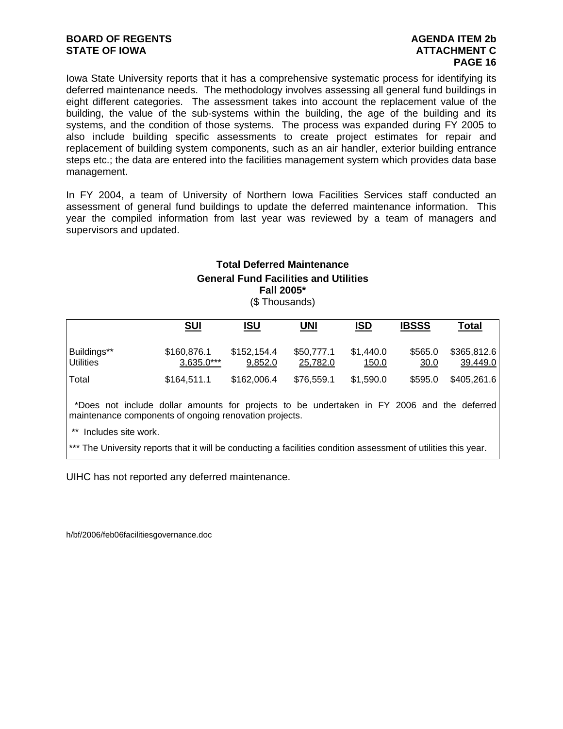Iowa State University reports that it has a comprehensive systematic process for identifying its deferred maintenance needs. The methodology involves assessing all general fund buildings in eight different categories. The assessment takes into account the replacement value of the building, the value of the sub-systems within the building, the age of the building and its systems, and the condition of those systems. The process was expanded during FY 2005 to also include building specific assessments to create project estimates for repair and replacement of building system components, such as an air handler, exterior building entrance steps etc.; the data are entered into the facilities management system which provides data base management.

In FY 2004, a team of University of Northern Iowa Facilities Services staff conducted an assessment of general fund buildings to update the deferred maintenance information. This year the compiled information from last year was reviewed by a team of managers and supervisors and updated.

**Total Deferred Maintenance**
**General Fund Facilities and Utilities**
**Fall 2005***
($ Thousands)

| | SUI | ISU | UNI | ISD | IBSSS | Total |
|---|---|---|---|---|---|---|
| Buildings** | $160,876.1 | $152,154.4 | $50,777.1 | $1,440.0 | $565.0 | $365,812.6 |
| Utilities | 3,635.0*** | 9,852.0 | 25,782.0 | 150.0 | 30.0 | 39,449.0 |
| Total | $164,511.1 | $162,006.4 | $76,559.1 | $1,590.0 | $595.0 | $405,261.6 |

*Does not include dollar amounts for projects to be undertaken in FY 2006 and the deferred maintenance components of ongoing renovation projects.

** Includes site work.

*** The University reports that it will be conducting a facilities condition assessment of utilities this year.

UIHC has not reported any deferred maintenance.

h/bf/2006/feb06facilitiesgovernance.doc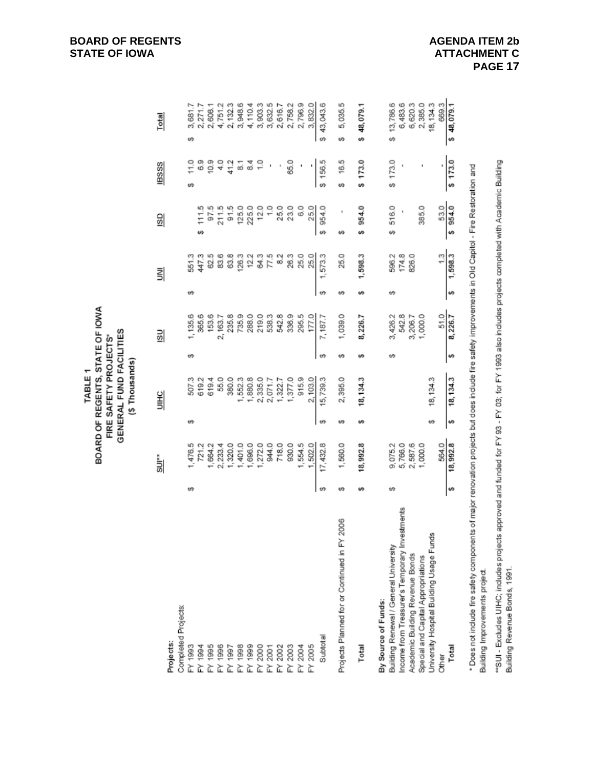**BOARD OF REGENTS**
**STATE OF IOWA**

**AGENDA ITEM 2b**
**ATTACHMENT C**

# TABLE 1
## BOARD OF REGENTS, STATE OF IOWA
## FIRE SAFETY PROJECTS*
## GENERAL FUND FACILITIES
### ($ Thousands)

| Projects: | SUI** | UIHC | ISU | UNI | ISD | IBSSS | Total |
|---|---|---|---|---|---|---|---|
| Completed Projects: | | | | | | | |
| FY 1993 | $ 1,476.5 | $ 507.3 | $ 1,135.6 | $ 551.3 | | $ 11.0 | $ 3,681.7 |
| FY 1994 | 721.2 | 619.2 | 365.6 | 447.3 | $ 111.5 | 6.9 | 2,271.7 |
| FY 1995 | 1,664.2 | 619.4 | 153.6 | 62.5 | 97.5 | 10.9 | 2,608.1 |
| FY 1996 | 2,233.4 | 55.0 | 2,163.7 | 83.6 | 211.5 | 4.0 | 4,751.2 |
| FY 1997 | 1,320.0 | 380.0 | 235.8 | 63.8 | 91.5 | 41.2 | 2,132.3 |
| FY 1998 | 1,401.0 | 1,552.3 | 735.9 | 126.3 | 125.0 | 8.1 | 3,948.6 |
| FY 1999 | 1,696.0 | 1,880.8 | 288.0 | 12.2 | 225.0 | 8.4 | 4,110.4 |
| FY 2000 | 1,272.0 | 2,335.0 | 219.0 | 64.3 | 12.0 | 1.0 | 3,903.3 |
| FY 2001 | 944.0 | 2,071.7 | 538.3 | 77.5 | 1.0 | - | 3,632.5 |
| FY 2002 | 718.0 | 1,322.7 | 542.8 | 8.2 | 25.0 | - | 2,616.7 |
| FY 2003 | 930.0 | 1,377.0 | 336.9 | 26.3 | 23.0 | 65.0 | 2,758.2 |
| FY 2004 | 1,554.5 | 915.9 | 295.5 | 25.0 | 6.0 | - | 2,796.9 |
| FY 2005 | 1,502.0 | 2,103.0 | 177.0 | 25.0 | 25.0 | - | 3,832.0 |
| Subtotal | $ 17,432.8 | $ 15,739.3 | $ 7,187.7 | $ 1,573.3 | $ 954.0 | $ 156.5 | $ 43,043.6 |
| Projects Planned for or Continued in FY 2006 | $ 1,560.0 | $ 2,395.0 | $ 1,039.0 | $ 25.0 | $ - | $ 16.5 | $ 5,035.5 |
| **Total** | $ 18,992.8 | $ 18,134.3 | $ 8,226.7 | $ 1,598.3 | $ 954.0 | $ 173.0 | $ 48,079.1 |
| **By Source of Funds:** | | | | | | | |
| Building Renewal / General University | $ 9,075.2 | | $ 3,426.2 | $ 596.2 | $ 516.0 | $ 173.0 | $ 13,786.6 |
| Income from Treasurer's Temporary Investments | 5,766.0 | | 542.8 | 174.8 | - | - | 6,483.6 |
| Academic Building Revenue Bonds | 2,587.6 | | 3,206.7 | 826.0 | | | 6,620.3 |
| Special and Capital Appropriations | 1,000.0 | | 1,000.0 | | 385.0 | - | 2,385.0 |
| University Hospital Building Usage Funds | | $ 18,134.3 | | | | | 18,134.3 |
| Other | 564.0 | | 51.0 | 1.3 | 53.0 | - | 669.3 |
| **Total** | $ 18,992.8 | $ 18,134.3 | $ 8,226.7 | $ 1,598.3 | $ 954.0 | $ 173.0 | $ 48,079.1 |

\* Does not include fire safety components of major renovation projects but does include fire safety improvements in Old Capitol - Fire Restoration and Building Improvements project.

\*\*SUI - Excludes UIHC; includes projects approved and funded for FY 93 - FY 03; for FY 1993 also includes projects completed with Academic Building Revenue Bonds, 1991.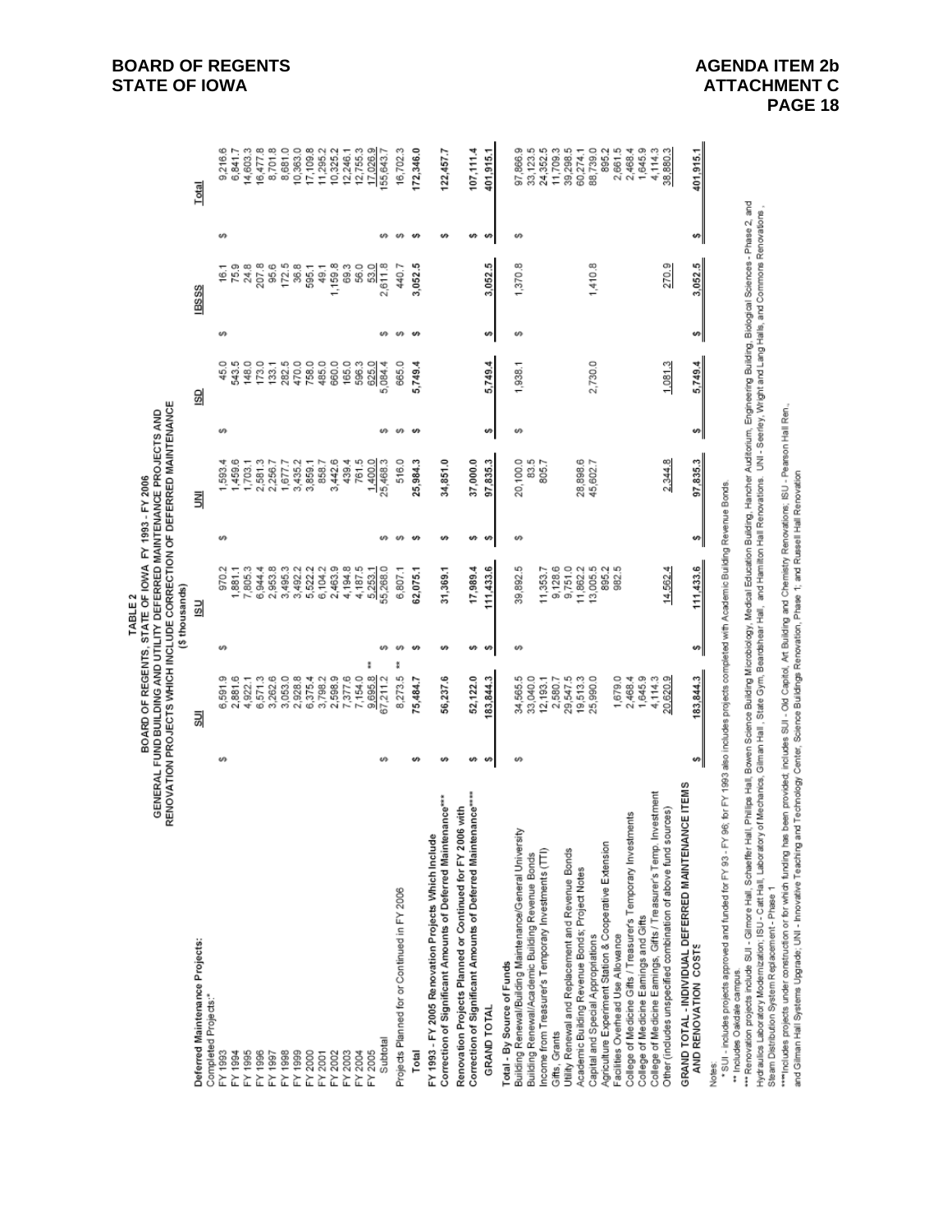BOARD OF REGENTS
STATE OF IOWA

AGENDA ITEM 2b
ATTACHMENT C

TABLE 2
BOARD OF REGENTS, STATE OF IOWA FY 1993 - FY 2006
GENERAL FUND BUILDING AND UTILITY DEFERRED MAINTENANCE PROJECTS AND
RENOVATION PROJECTS WHICH INCLUDE CORRECTION OF DEFERRED MAINTENANCE
($ thousands)

| | SUI | ISU | UNI | ISD | IBSSS | Total |
|---|---|---|---|---|---|---|
| **Deferred Maintenance Projects:** | | | | | | |
| Completed Projects:* | | | | | | |
| FY 1993 | $ 6,591.9 | $ 970.2 | $ 1,593.4 | $ 45.0 | $ 16.1 | $ 9,216.6 |
| FY 1994 | 2,881.6 | 1,881.1 | 1,459.6 | 543.5 | 75.9 | 6,841.7 |
| FY 1995 | 4,922.1 | 7,805.3 | 1,703.1 | 148.0 | 24.8 | 14,603.3 |
| FY 1996 | 6,571.3 | 6,944.4 | 2,581.3 | 173.0 | 207.8 | 16,477.8 |
| FY 1997 | 3,262.6 | 2,953.8 | 2,256.7 | 133.1 | 95.6 | 8,701.8 |
| FY 1998 | 3,053.0 | 3,495.3 | 1,677.7 | 282.5 | 172.5 | 8,681.0 |
| FY 1999 | 2,928.8 | 3,492.2 | 3,435.2 | 470.0 | 36.8 | 10,363.0 |
| FY 2000 | 6,375.4 | 5,522.2 | 3,859.1 | 758.0 | 595.1 | 17,109.8 |
| FY 2001 | 3,798.2 | 6,104.2 | 858.7 | 485.0 | 49.1 | 11,295.2 |
| FY 2002 | 2,598.9 | 2,463.9 | 3,442.6 | 660.0 | 1,159.8 | 10,325.2 |
| FY 2003 | 7,377.6 | 4,194.8 | 439.4 | 165.0 | 69.3 | 12,246.1 |
| FY 2004 | 7,154.0 | 4,187.5 | 761.5 | 596.3 | 56.0 | 12,755.3 |
| FY 2005 | 9,695.8 ** | 5,253.1 | 1,400.0 | 625.0 | 53.0 | 17,026.9 |
| Subtotal | $ 67,211.2 | $ 55,268.0 | $ 25,468.3 | $ 5,084.4 | $ 2,611.8 | $ 155,643.7 |
| Projects Planned for or Continued in FY 2006 | $ 8,273.5 ** | $ 6,807.1 | $ 516.0 | $ 665.0 | $ 440.7 | $ 16,702.3 |
| Total | $ 75,484.7 | $ 62,075.1 | $ 25,984.3 | $ 5,749.4 | $ 3,052.5 | $ 172,346.0 |
| FY 1993 - FY 2005 Renovation Projects Which Include Correction of Significant Amounts of Deferred Maintenance*** | $ 56,237.6 | $ 31,369.1 | $ 34,851.0 | | | $ 122,457.7 |
| Renovation Projects Planned or Continued for FY 2006 with Correction of Significant Amounts of Deferred Maintenance**** | $ 52,122.0 | $ 17,989.4 | $ 37,000.0 | | | $ 107,111.4 |
| GRAND TOTAL | $ 183,844.3 | $ 111,433.6 | $ 97,835.3 | $ 5,749.4 | $ 3,052.5 | $ 401,915.1 |
| **Total - By Source of Funds** | | | | | | |
| Building Renewal/Building Maintenance/General University | $ 34,565.5 | $ 39,892.5 | $ 20,100.0 | $ 1,938.1 | $ 1,370.8 | $ 97,866.9 |
| Building Renewal/Academic Building Revenue Bonds | 33,040.0 | | 83.5 | | | 33,123.5 |
| Income from Treasurer's Temporary Investments (TTI) | 12,193.1 | 11,353.7 | 805.7 | | | 24,352.5 |
| Gifts, Grants | 2,580.7 | 9,128.6 | | | | 11,709.3 |
| Utility Renewal and Replacement and Revenue Bonds | 29,547.5 | 9,751.0 | | | | 39,298.5 |
| Academic Building Revenue Bonds; Project Notes | 19,513.3 | 11,862.2 | 28,898.6 | | | 60,274.1 |
| Capital and Special Appropriations | 25,990.0 | 13,005.5 | 45,602.7 | 2,730.0 | 1,410.8 | 88,739.0 |
| Agriculture Experiment Station & Cooperative Extension | | 895.2 | | | | 895.2 |
| Facilities Overhead Use Allowance | 1,679.0 | 982.5 | | | | 2,661.5 |
| College of Medicine Gifts / Treasurer's Temporary Investments | 2,468.4 | | | | | 2,468.4 |
| College of Medicine Earnings and Gifts | 1,645.9 | | | | | 1,645.9 |
| College of Medicine Earnings, Gifts / Treasurer's Temp. Investment | 4,114.3 | | | | | 4,114.3 |
| Other (includes unspecified combination of above fund sources) | 20,620.9 | 14,562.4 | 2,344.8 | 1,081.3 | 270.9 | 38,880.3 |
| GRAND TOTAL - INDIVIDUAL DEFERRED MAINTENANCE ITEMS AND RENOVATION COSTS | $ 183,844.3 | $ 111,433.6 | $ 97,835.3 | $ 5,749.4 | $ 3,052.5 | $ 401,915.1 |

Notes:

\* SUI - includes projects approved and funded for FY 93 - FY 96; for FY 1993 also includes projects completed with Academic Building Revenue Bonds.

\*\* Includes Oakdale campus.

\*\*\* Renovation projects include SUI - Gilmore Hall, Schaeffer Hall, Phillips Hall, Bowen Science Building Microbiology, Medical Education Building, Hancher Auditorium, Engineering Building, Biological Sciences - Phase 2, and Hydraulics Laboratory Modernization; ISU - Catt Hall, Laboratory of Mechanics, Gilman Hall, State Gym, Beardshear Hall, and Hamilton Hall Renovations. UNI - Seerley, Wright and Lang Halls, and Commons Renovations, Steam Distribution System Replacement - Phase 1

\*\*\*\* Includes projects under construction or for which funding has been provided; includes SUI - Old Capitol, Art Building and Chemistry Renovations; ISU - Pearson Hall Ren., and Gilman Hall Systems Upgrade; UNI - Innovative Teaching and Technology Center, Science Buildings Renovation, Phase 1; and Russell Hall Renovation